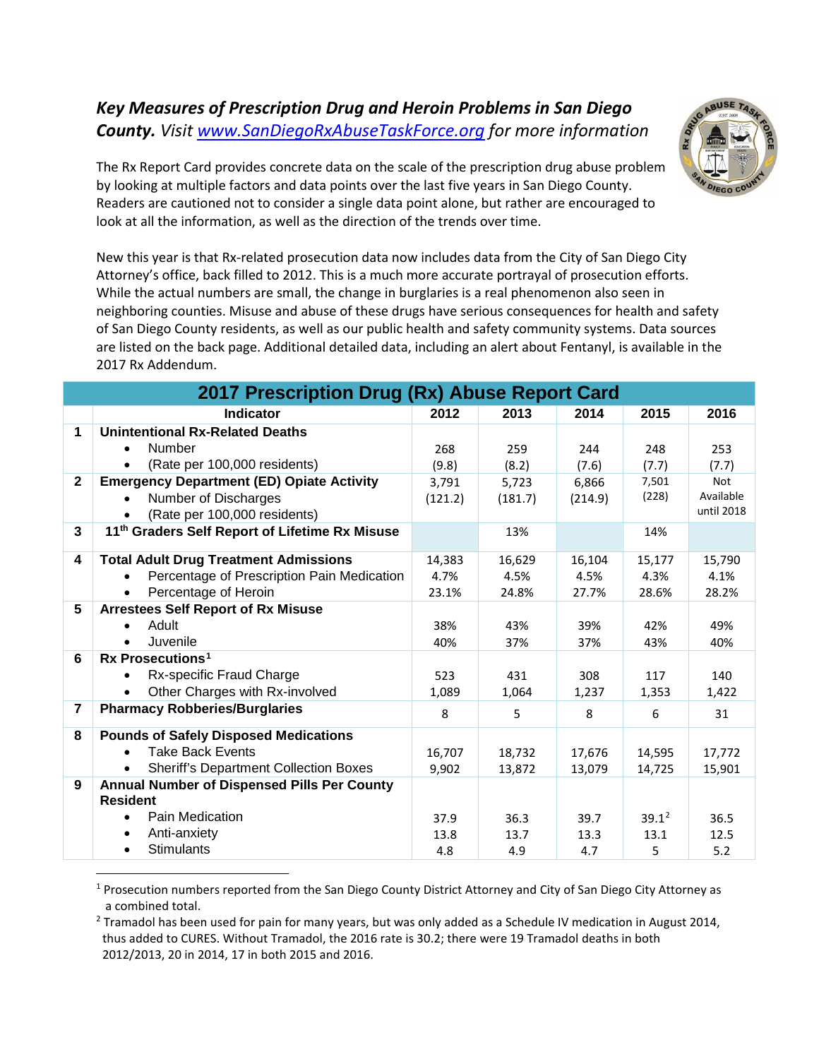## *Key Measures of Prescription Drug and Heroin Problems in San Diego County. Visit [www.SanDiegoRxAbuseTaskForce.org](http://www.SanDiegoRxAbuseTaskForce.org) for more information*

The Rx Report Card provides concrete data on the scale of the prescription drug abuse problem by looking at multiple factors and data points over the last five years in San Diego County. Readers are cautioned not to consider a single data point alone, but rather are encouraged to look at all the information, as well as the direction of the trends over time.

New this year is that Rx-related prosecution data now includes data from the City of San Diego City Attorney's office, back filled to 2012. This is a much more accurate portrayal of prosecution efforts. While the actual numbers are small, the change in burglaries is a real phenomenon also seen in neighboring counties. Misuse and abuse of these drugs have serious consequences for health and safety of San Diego County residents, as well as our public health and safety community systems. Data sources are listed on the back page. Additional detailed data, including an alert about Fentanyl, is available in the 2017 Rx Addendum.

**2017 Prescription Drug (Rx) Abuse Report Card**

| | Indicator | 2012 | 2013 | 2014 | 2015 | 2016 |
|---|---|---|---|---|---|---|
| 1 | **Unintentional Rx-Related Deaths** | | | | | |
| | • Number | 268 | 259 | 244 | 248 | 253 |
| | • (Rate per 100,000 residents) | (9.8) | (8.2) | (7.6) | (7.7) | (7.7) |
| 2 | **Emergency Department (ED) Opiate Activity** | | | | | |
| | • Number of Discharges | 3,791 | 5,723 | 6,866 | 7,501 | Not Available until 2018 |
| | • (Rate per 100,000 residents) | (121.2) | (181.7) | (214.9) | (228) | |
| 3 | **11th Graders Self Report of Lifetime Rx Misuse** | | 13% | | 14% | |
| 4 | **Total Adult Drug Treatment Admissions** | 14,383 | 16,629 | 16,104 | 15,177 | 15,790 |
| | • Percentage of Prescription Pain Medication | 4.7% | 4.5% | 4.5% | 4.3% | 4.1% |
| | • Percentage of Heroin | 23.1% | 24.8% | 27.7% | 28.6% | 28.2% |
| 5 | **Arrestees Self Report of Rx Misuse** | | | | | |
| | • Adult | 38% | 43% | 39% | 42% | 49% |
| | • Juvenile | 40% | 37% | 37% | 43% | 40% |
| 6 | **Rx Prosecutions**[1] | | | | | |
| | • Rx-specific Fraud Charge | 523 | 431 | 308 | 117 | 140 |
| | • Other Charges with Rx-involved | 1,089 | 1,064 | 1,237 | 1,353 | 1,422 |
| 7 | **Pharmacy Robberies/Burglaries** | 8 | 5 | 8 | 6 | 31 |
| 8 | **Pounds of Safely Disposed Medications** | | | | | |
| | • Take Back Events | 16,707 | 18,732 | 17,676 | 14,595 | 17,772 |
| | • Sheriff's Department Collection Boxes | 9,902 | 13,872 | 13,079 | 14,725 | 15,901 |
| 9 | **Annual Number of Dispensed Pills Per County Resident** | | | | | |
| | • Pain Medication | 37.9 | 36.3 | 39.7 | 39.1[2] | 36.5 |
| | • Anti-anxiety | 13.8 | 13.7 | 13.3 | 13.1 | 12.5 |
| | • Stimulants | 4.8 | 4.9 | 4.7 | 5 | 5.2 |

[1] Prosecution numbers reported from the San Diego County District Attorney and City of San Diego City Attorney as a combined total.

[2] Tramadol has been used for pain for many years, but was only added as a Schedule IV medication in August 2014, thus added to CURES. Without Tramadol, the 2016 rate is 30.2; there were 19 Tramadol deaths in both 2012/2013, 20 in 2014, 17 in both 2015 and 2016.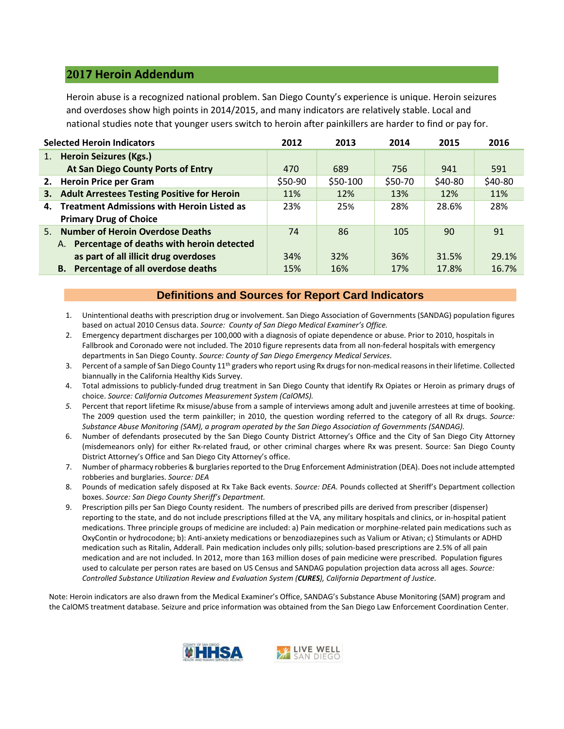## 2017 Heroin Addendum

Heroin abuse is a recognized national problem. San Diego County's experience is unique. Heroin seizures and overdoses show high points in 2014/2015, and many indicators are relatively stable. Local and national studies note that younger users switch to heroin after painkillers are harder to find or pay for.

| Selected Heroin Indicators | 2012 | 2013 | 2014 | 2015 | 2016 |
|---|---|---|---|---|---|
| 1. **Heroin Seizures (Kgs.) At San Diego County Ports of Entry** | 470 | 689 | 756 | 941 | 591 |
| **2. Heroin Price per Gram** | $50-90 | $50-100 | $50-70 | $40-80 | $40-80 |
| **3. Adult Arrestees Testing Positive for Heroin** | 11% | 12% | 13% | 12% | 11% |
| **4. Treatment Admissions with Heroin Listed as Primary Drug of Choice** | 23% | 25% | 28% | 28.6% | 28% |
| 5. **Number of Heroin Overdose Deaths** | 74 | 86 | 105 | 90 | 91 |
| A. **Percentage of deaths with heroin detected as part of all illicit drug overdoses** | 34% | 32% | 36% | 31.5% | 29.1% |
| **B. Percentage of all overdose deaths** | 15% | 16% | 17% | 17.8% | 16.7% |

## Definitions and Sources for Report Card Indicators

1. Unintentional deaths with prescription drug or involvement. San Diego Association of Governments (SANDAG) population figures based on actual 2010 Census data. *Source: County of San Diego Medical Examiner's Office.*
2. Emergency department discharges per 100,000 with a diagnosis of opiate dependence or abuse. Prior to 2010, hospitals in Fallbrook and Coronado were not included. The 2010 figure represents data from all non-federal hospitals with emergency departments in San Diego County. *Source: County of San Diego Emergency Medical Services.*
3. Percent of a sample of San Diego County 11th graders who report using Rx drugs for non-medical reasons in their lifetime. Collected biannually in the California Healthy Kids Survey.
4. Total admissions to publicly-funded drug treatment in San Diego County that identify Rx Opiates or Heroin as primary drugs of choice. *Source: California Outcomes Measurement System (CalOMS).*
5. Percent that report lifetime Rx misuse/abuse from a sample of interviews among adult and juvenile arrestees at time of booking. The 2009 question used the term painkiller; in 2010, the question wording referred to the category of all Rx drugs. *Source: Substance Abuse Monitoring (SAM), a program operated by the San Diego Association of Governments (SANDAG).*
6. Number of defendants prosecuted by the San Diego County District Attorney's Office and the City of San Diego City Attorney (misdemeanors only) for either Rx-related fraud, or other criminal charges where Rx was present. Source: San Diego County District Attorney's Office and San Diego City Attorney's office.
7. Number of pharmacy robberies & burglaries reported to the Drug Enforcement Administration (DEA). Does not include attempted robberies and burglaries. *Source: DEA*
8. Pounds of medication safely disposed at Rx Take Back events. *Source: DEA.* Pounds collected at Sheriff's Department collection boxes. *Source: San Diego County Sheriff's Department.*
9. Prescription pills per San Diego County resident. The numbers of prescribed pills are derived from prescriber (dispenser) reporting to the state, and do not include prescriptions filled at the VA, any military hospitals and clinics, or in-hospital patient medications. Three principle groups of medicine are included: a) Pain medication or morphine-related pain medications such as OxyContin or hydrocodone; b): Anti-anxiety medications or benzodiazepines such as Valium or Ativan; c) Stimulants or ADHD medication such as Ritalin, Adderall. Pain medication includes only pills; solution-based prescriptions are 2.5% of all pain medication and are not included. In 2012, more than 163 million doses of pain medicine were prescribed. Population figures used to calculate per person rates are based on US Census and SANDAG population projection data across all ages. *Source: Controlled Substance Utilization Review and Evaluation System (**CURES**), California Department of Justice.*

Note: Heroin indicators are also drawn from the Medical Examiner's Office, SANDAG's Substance Abuse Monitoring (SAM) program and the CalOMS treatment database. Seizure and price information was obtained from the San Diego Law Enforcement Coordination Center.